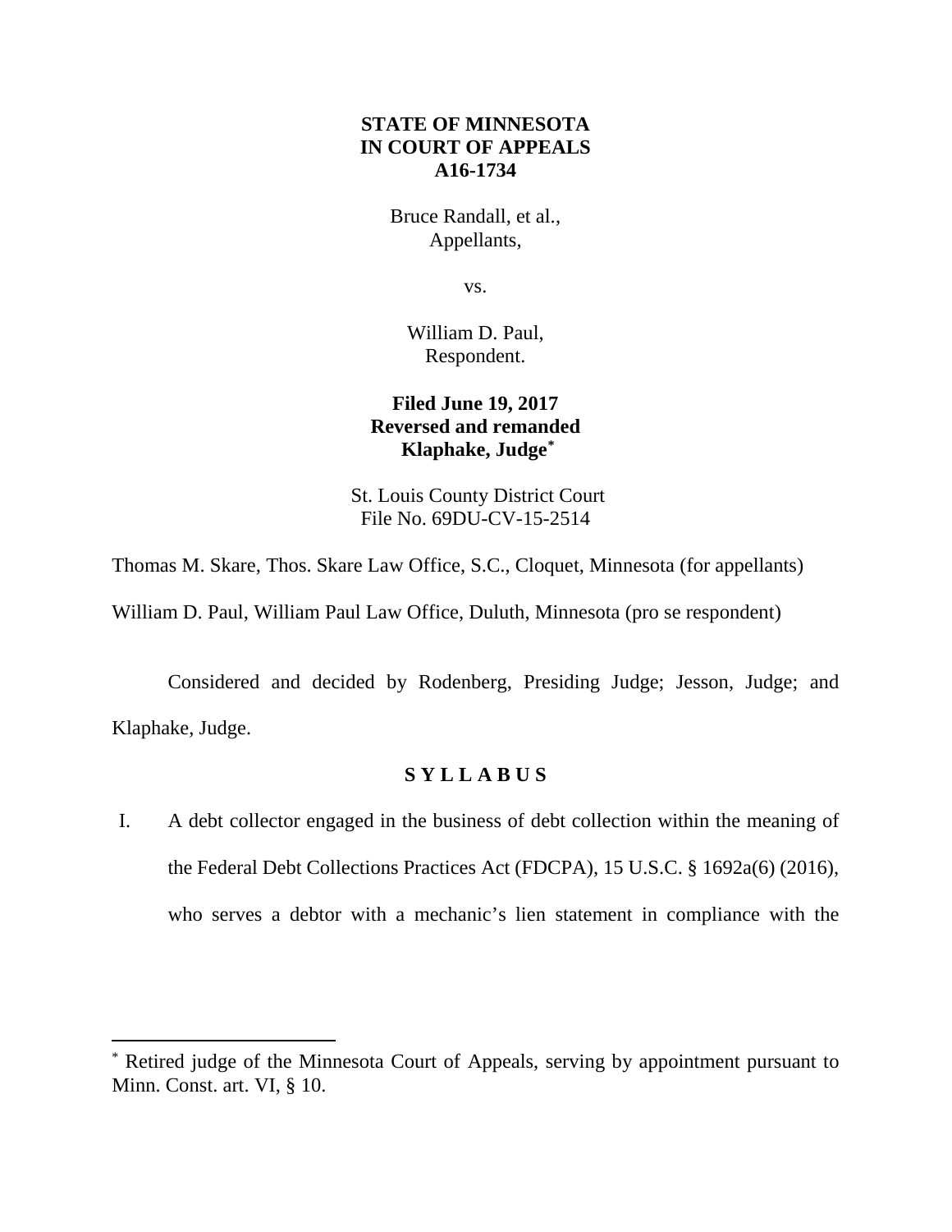**STATE OF MINNESOTA**
**IN COURT OF APPEALS**
**A16-1734**

Bruce Randall, et al.,
Appellants,

vs.

William D. Paul,
Respondent.

**Filed June 19, 2017**
**Reversed and remanded**
**Klaphake, Judge***

St. Louis County District Court
File No. 69DU-CV-15-2514

Thomas M. Skare, Thos. Skare Law Office, S.C., Cloquet, Minnesota (for appellants)

William D. Paul, William Paul Law Office, Duluth, Minnesota (pro se respondent)

Considered and decided by Rodenberg, Presiding Judge; Jesson, Judge; and Klaphake, Judge.

## S Y L L A B U S

I. A debt collector engaged in the business of debt collection within the meaning of the Federal Debt Collections Practices Act (FDCPA), 15 U.S.C. § 1692a(6) (2016), who serves a debtor with a mechanic's lien statement in compliance with the

---

* Retired judge of the Minnesota Court of Appeals, serving by appointment pursuant to Minn. Const. art. VI, § 10.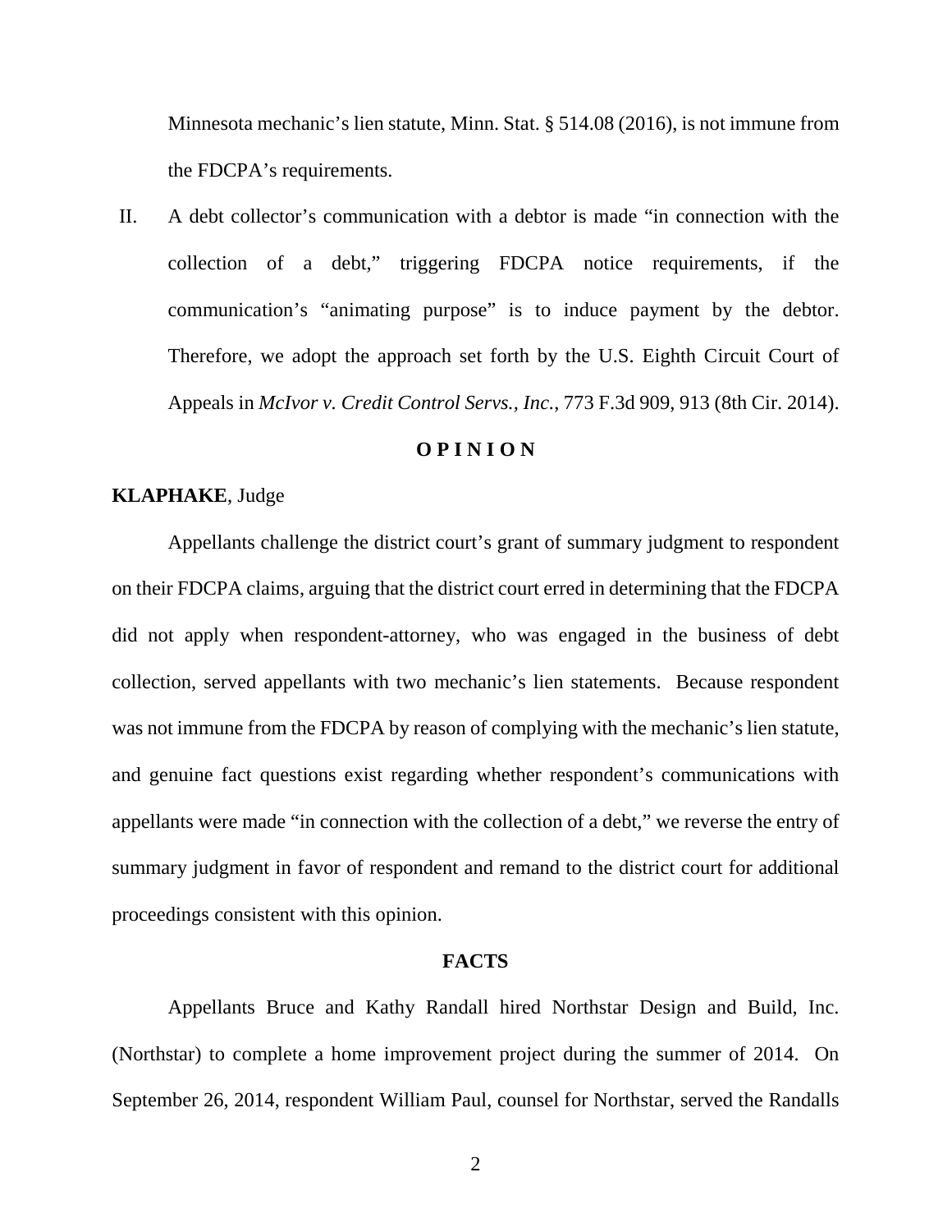Minnesota mechanic's lien statute, Minn. Stat. § 514.08 (2016), is not immune from the FDCPA's requirements.

II. A debt collector's communication with a debtor is made "in connection with the collection of a debt," triggering FDCPA notice requirements, if the communication's "animating purpose" is to induce payment by the debtor. Therefore, we adopt the approach set forth by the U.S. Eighth Circuit Court of Appeals in *McIvor v. Credit Control Servs., Inc.*, 773 F.3d 909, 913 (8th Cir. 2014).

## O P I N I O N

**KLAPHAKE**, Judge

Appellants challenge the district court's grant of summary judgment to respondent on their FDCPA claims, arguing that the district court erred in determining that the FDCPA did not apply when respondent-attorney, who was engaged in the business of debt collection, served appellants with two mechanic's lien statements. Because respondent was not immune from the FDCPA by reason of complying with the mechanic's lien statute, and genuine fact questions exist regarding whether respondent's communications with appellants were made "in connection with the collection of a debt," we reverse the entry of summary judgment in favor of respondent and remand to the district court for additional proceedings consistent with this opinion.

## FACTS

Appellants Bruce and Kathy Randall hired Northstar Design and Build, Inc. (Northstar) to complete a home improvement project during the summer of 2014. On September 26, 2014, respondent William Paul, counsel for Northstar, served the Randalls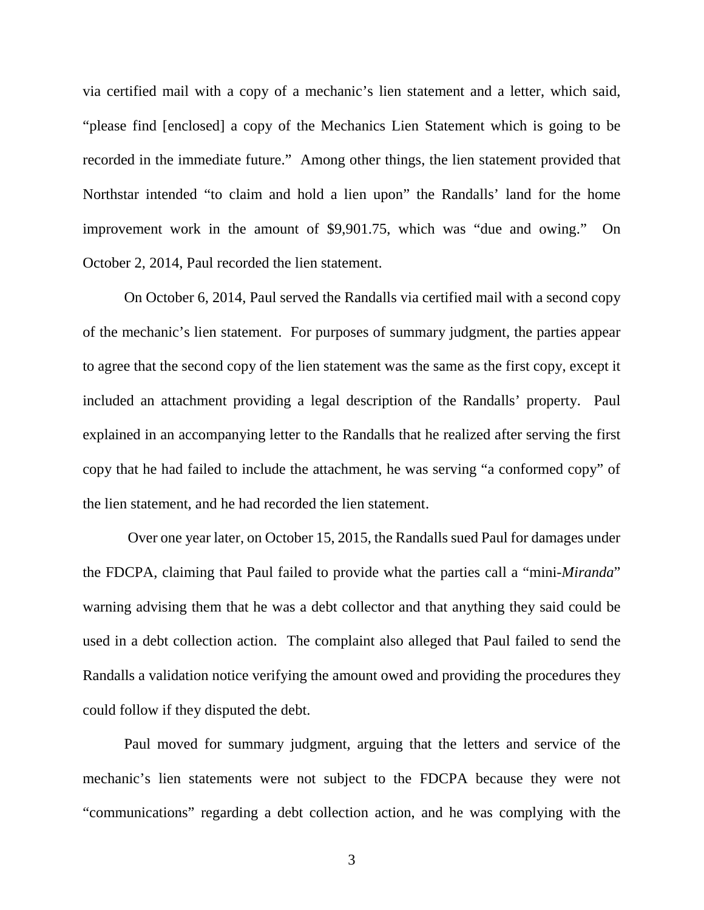via certified mail with a copy of a mechanic's lien statement and a letter, which said, "please find [enclosed] a copy of the Mechanics Lien Statement which is going to be recorded in the immediate future." Among other things, the lien statement provided that Northstar intended "to claim and hold a lien upon" the Randalls' land for the home improvement work in the amount of $9,901.75, which was "due and owing." On October 2, 2014, Paul recorded the lien statement.

On October 6, 2014, Paul served the Randalls via certified mail with a second copy of the mechanic's lien statement. For purposes of summary judgment, the parties appear to agree that the second copy of the lien statement was the same as the first copy, except it included an attachment providing a legal description of the Randalls' property. Paul explained in an accompanying letter to the Randalls that he realized after serving the first copy that he had failed to include the attachment, he was serving "a conformed copy" of the lien statement, and he had recorded the lien statement.

Over one year later, on October 15, 2015, the Randalls sued Paul for damages under the FDCPA, claiming that Paul failed to provide what the parties call a "mini-*Miranda*" warning advising them that he was a debt collector and that anything they said could be used in a debt collection action. The complaint also alleged that Paul failed to send the Randalls a validation notice verifying the amount owed and providing the procedures they could follow if they disputed the debt.

Paul moved for summary judgment, arguing that the letters and service of the mechanic's lien statements were not subject to the FDCPA because they were not "communications" regarding a debt collection action, and he was complying with the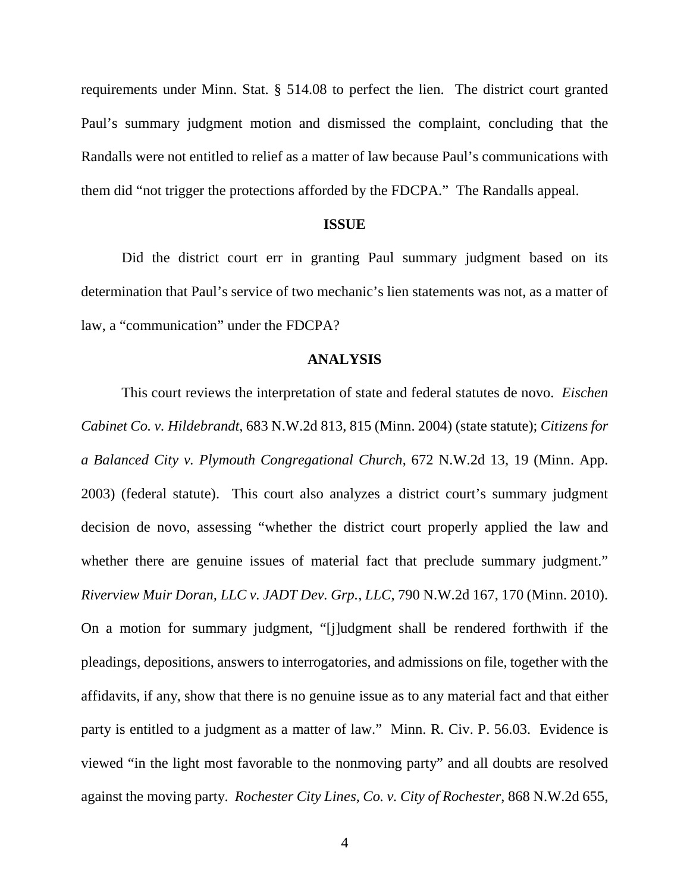requirements under Minn. Stat. § 514.08 to perfect the lien. The district court granted Paul's summary judgment motion and dismissed the complaint, concluding that the Randalls were not entitled to relief as a matter of law because Paul's communications with them did "not trigger the protections afforded by the FDCPA." The Randalls appeal.

**ISSUE**

Did the district court err in granting Paul summary judgment based on its determination that Paul's service of two mechanic's lien statements was not, as a matter of law, a "communication" under the FDCPA?

**ANALYSIS**

This court reviews the interpretation of state and federal statutes de novo. *Eischen Cabinet Co. v. Hildebrandt*, 683 N.W.2d 813, 815 (Minn. 2004) (state statute); *Citizens for a Balanced City v. Plymouth Congregational Church*, 672 N.W.2d 13, 19 (Minn. App. 2003) (federal statute). This court also analyzes a district court's summary judgment decision de novo, assessing "whether the district court properly applied the law and whether there are genuine issues of material fact that preclude summary judgment." *Riverview Muir Doran, LLC v. JADT Dev. Grp., LLC*, 790 N.W.2d 167, 170 (Minn. 2010). On a motion for summary judgment, "[j]udgment shall be rendered forthwith if the pleadings, depositions, answers to interrogatories, and admissions on file, together with the affidavits, if any, show that there is no genuine issue as to any material fact and that either party is entitled to a judgment as a matter of law." Minn. R. Civ. P. 56.03. Evidence is viewed "in the light most favorable to the nonmoving party" and all doubts are resolved against the moving party. *Rochester City Lines, Co. v. City of Rochester*, 868 N.W.2d 655,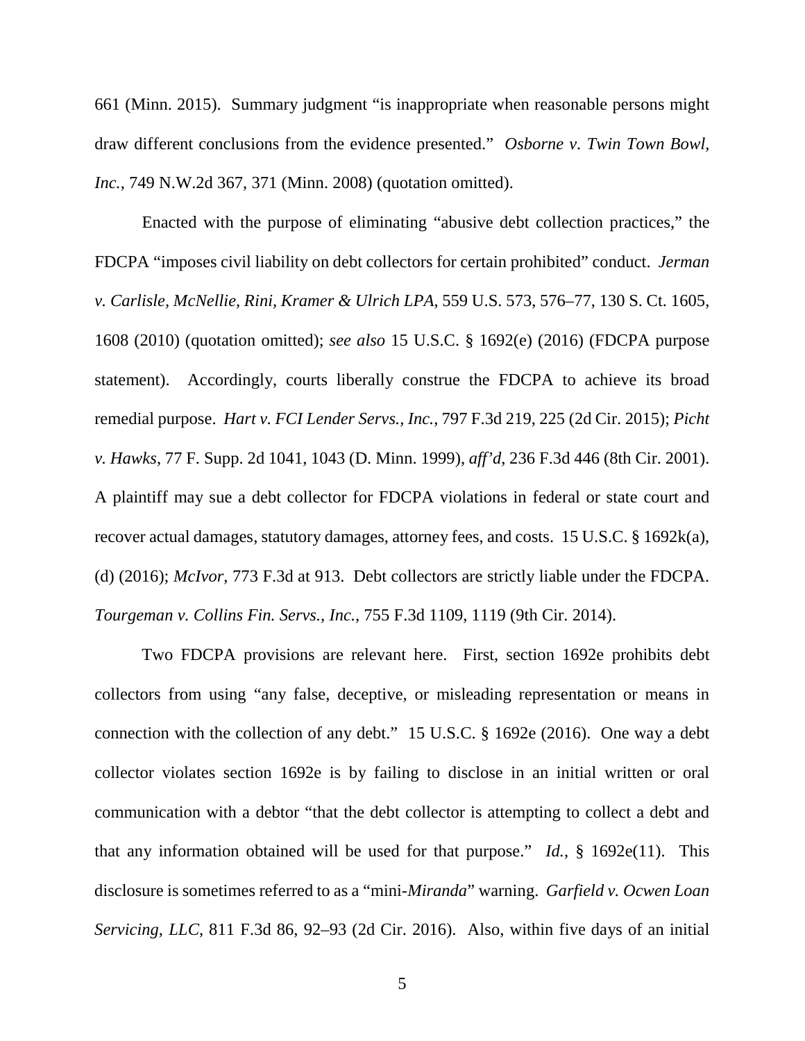661 (Minn. 2015). Summary judgment "is inappropriate when reasonable persons might draw different conclusions from the evidence presented." *Osborne v. Twin Town Bowl, Inc.*, 749 N.W.2d 367, 371 (Minn. 2008) (quotation omitted).

Enacted with the purpose of eliminating "abusive debt collection practices," the FDCPA "imposes civil liability on debt collectors for certain prohibited" conduct. *Jerman v. Carlisle, McNellie, Rini, Kramer & Ulrich LPA*, 559 U.S. 573, 576–77, 130 S. Ct. 1605, 1608 (2010) (quotation omitted); *see also* 15 U.S.C. § 1692(e) (2016) (FDCPA purpose statement). Accordingly, courts liberally construe the FDCPA to achieve its broad remedial purpose. *Hart v. FCI Lender Servs., Inc.*, 797 F.3d 219, 225 (2d Cir. 2015); *Picht v. Hawks*, 77 F. Supp. 2d 1041, 1043 (D. Minn. 1999), *aff'd*, 236 F.3d 446 (8th Cir. 2001). A plaintiff may sue a debt collector for FDCPA violations in federal or state court and recover actual damages, statutory damages, attorney fees, and costs. 15 U.S.C. § 1692k(a), (d) (2016); *McIvor*, 773 F.3d at 913. Debt collectors are strictly liable under the FDCPA. *Tourgeman v. Collins Fin. Servs., Inc.*, 755 F.3d 1109, 1119 (9th Cir. 2014).

Two FDCPA provisions are relevant here. First, section 1692e prohibits debt collectors from using "any false, deceptive, or misleading representation or means in connection with the collection of any debt." 15 U.S.C. § 1692e (2016). One way a debt collector violates section 1692e is by failing to disclose in an initial written or oral communication with a debtor "that the debt collector is attempting to collect a debt and that any information obtained will be used for that purpose." *Id.*, § 1692e(11). This disclosure is sometimes referred to as a "mini-*Miranda*" warning. *Garfield v. Ocwen Loan Servicing, LLC*, 811 F.3d 86, 92–93 (2d Cir. 2016). Also, within five days of an initial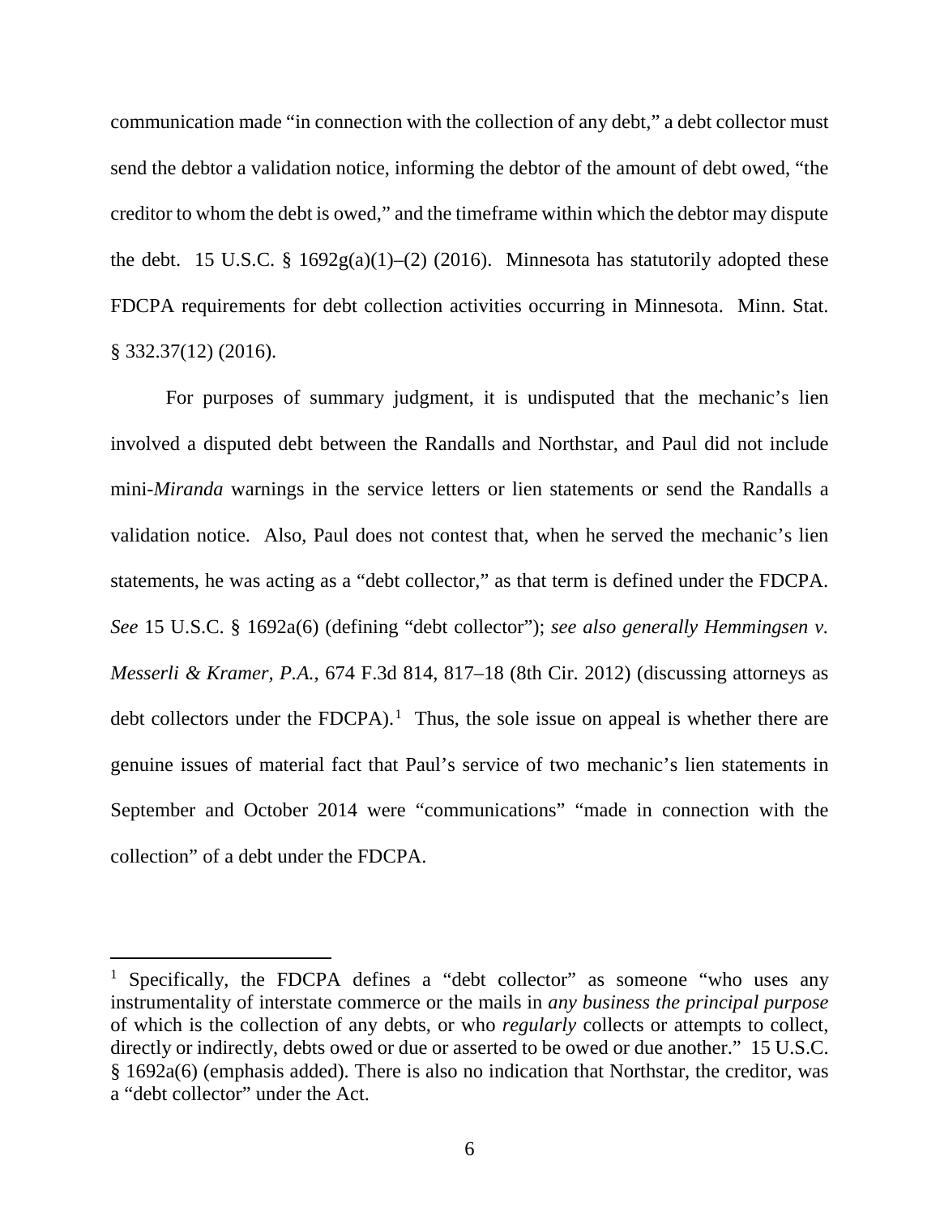communication made "in connection with the collection of any debt," a debt collector must send the debtor a validation notice, informing the debtor of the amount of debt owed, "the creditor to whom the debt is owed," and the timeframe within which the debtor may dispute the debt. 15 U.S.C. § 1692g(a)(1)–(2) (2016). Minnesota has statutorily adopted these FDCPA requirements for debt collection activities occurring in Minnesota. Minn. Stat. § 332.37(12) (2016).

For purposes of summary judgment, it is undisputed that the mechanic's lien involved a disputed debt between the Randalls and Northstar, and Paul did not include mini-*Miranda* warnings in the service letters or lien statements or send the Randalls a validation notice. Also, Paul does not contest that, when he served the mechanic's lien statements, he was acting as a "debt collector," as that term is defined under the FDCPA. *See* 15 U.S.C. § 1692a(6) (defining "debt collector"); *see also generally Hemmingsen v. Messerli & Kramer, P.A.*, 674 F.3d 814, 817–18 (8th Cir. 2012) (discussing attorneys as debt collectors under the FDCPA).[1] Thus, the sole issue on appeal is whether there are genuine issues of material fact that Paul's service of two mechanic's lien statements in September and October 2014 were "communications" "made in connection with the collection" of a debt under the FDCPA.

---

[1] Specifically, the FDCPA defines a "debt collector" as someone "who uses any instrumentality of interstate commerce or the mails in *any business the principal purpose* of which is the collection of any debts, or who *regularly* collects or attempts to collect, directly or indirectly, debts owed or due or asserted to be owed or due another." 15 U.S.C. § 1692a(6) (emphasis added). There is also no indication that Northstar, the creditor, was a "debt collector" under the Act.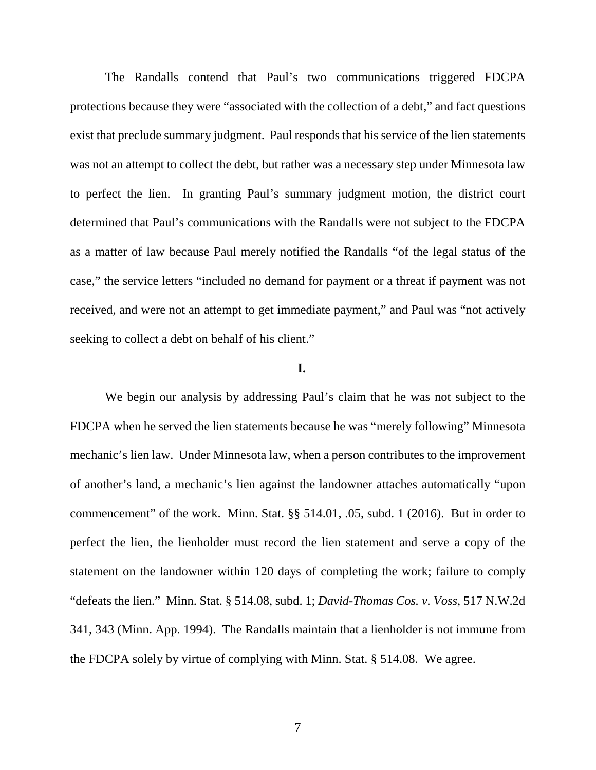The Randalls contend that Paul's two communications triggered FDCPA protections because they were "associated with the collection of a debt," and fact questions exist that preclude summary judgment. Paul responds that his service of the lien statements was not an attempt to collect the debt, but rather was a necessary step under Minnesota law to perfect the lien. In granting Paul's summary judgment motion, the district court determined that Paul's communications with the Randalls were not subject to the FDCPA as a matter of law because Paul merely notified the Randalls "of the legal status of the case," the service letters "included no demand for payment or a threat if payment was not received, and were not an attempt to get immediate payment," and Paul was "not actively seeking to collect a debt on behalf of his client."

**I.**

We begin our analysis by addressing Paul's claim that he was not subject to the FDCPA when he served the lien statements because he was "merely following" Minnesota mechanic's lien law. Under Minnesota law, when a person contributes to the improvement of another's land, a mechanic's lien against the landowner attaches automatically "upon commencement" of the work. Minn. Stat. §§ 514.01, .05, subd. 1 (2016). But in order to perfect the lien, the lienholder must record the lien statement and serve a copy of the statement on the landowner within 120 days of completing the work; failure to comply "defeats the lien." Minn. Stat. § 514.08, subd. 1; *David-Thomas Cos. v. Voss*, 517 N.W.2d 341, 343 (Minn. App. 1994). The Randalls maintain that a lienholder is not immune from the FDCPA solely by virtue of complying with Minn. Stat. § 514.08. We agree.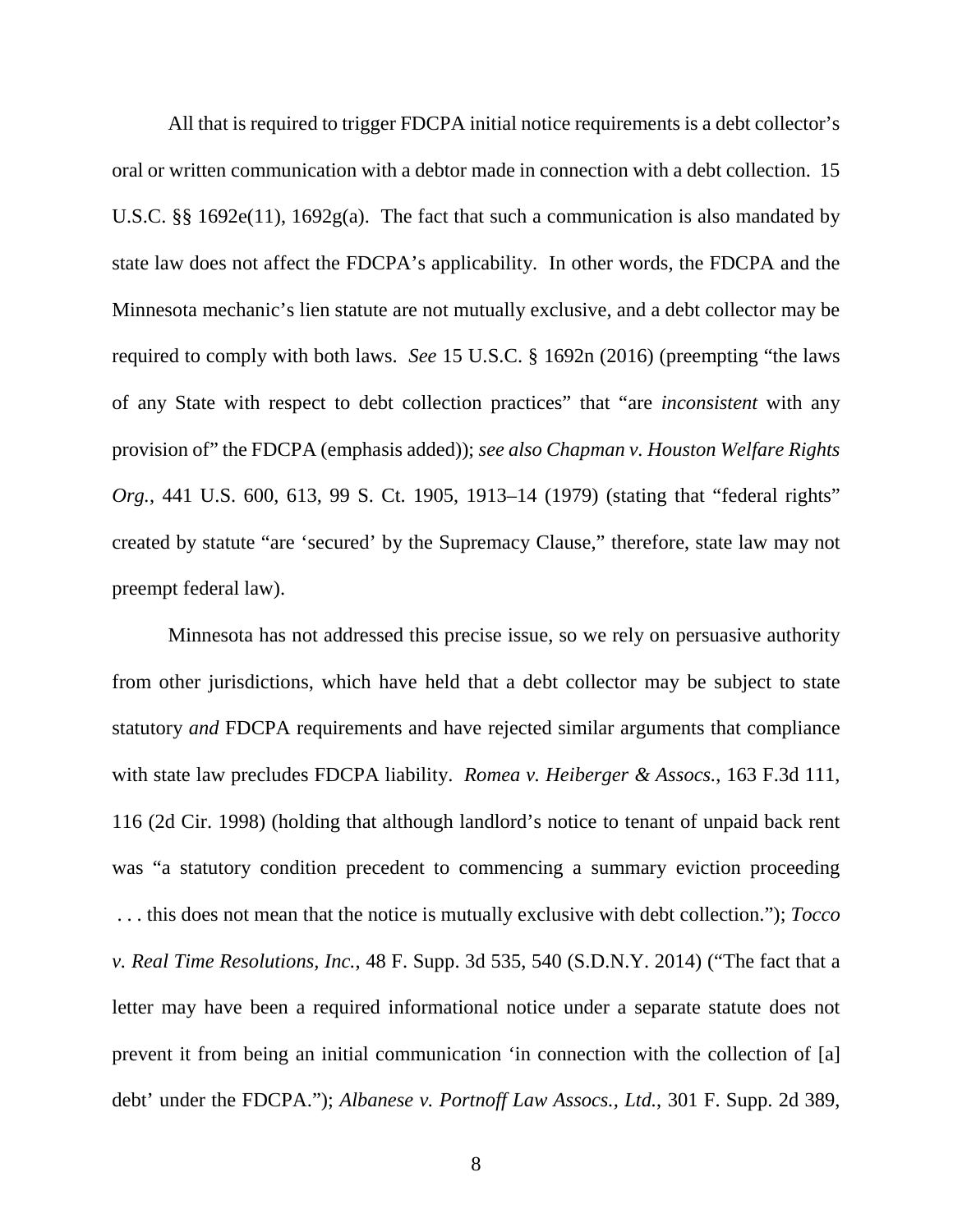All that is required to trigger FDCPA initial notice requirements is a debt collector's oral or written communication with a debtor made in connection with a debt collection. 15 U.S.C. §§ 1692e(11), 1692g(a). The fact that such a communication is also mandated by state law does not affect the FDCPA's applicability. In other words, the FDCPA and the Minnesota mechanic's lien statute are not mutually exclusive, and a debt collector may be required to comply with both laws. *See* 15 U.S.C. § 1692n (2016) (preempting "the laws of any State with respect to debt collection practices" that "are *inconsistent* with any provision of" the FDCPA (emphasis added)); *see also Chapman v. Houston Welfare Rights Org.*, 441 U.S. 600, 613, 99 S. Ct. 1905, 1913–14 (1979) (stating that "federal rights" created by statute "are 'secured' by the Supremacy Clause," therefore, state law may not preempt federal law).

Minnesota has not addressed this precise issue, so we rely on persuasive authority from other jurisdictions, which have held that a debt collector may be subject to state statutory *and* FDCPA requirements and have rejected similar arguments that compliance with state law precludes FDCPA liability. *Romea v. Heiberger & Assocs.*, 163 F.3d 111, 116 (2d Cir. 1998) (holding that although landlord's notice to tenant of unpaid back rent was "a statutory condition precedent to commencing a summary eviction proceeding . . . this does not mean that the notice is mutually exclusive with debt collection."); *Tocco v. Real Time Resolutions, Inc.*, 48 F. Supp. 3d 535, 540 (S.D.N.Y. 2014) ("The fact that a letter may have been a required informational notice under a separate statute does not prevent it from being an initial communication 'in connection with the collection of [a] debt' under the FDCPA."); *Albanese v. Portnoff Law Assocs., Ltd.*, 301 F. Supp. 2d 389,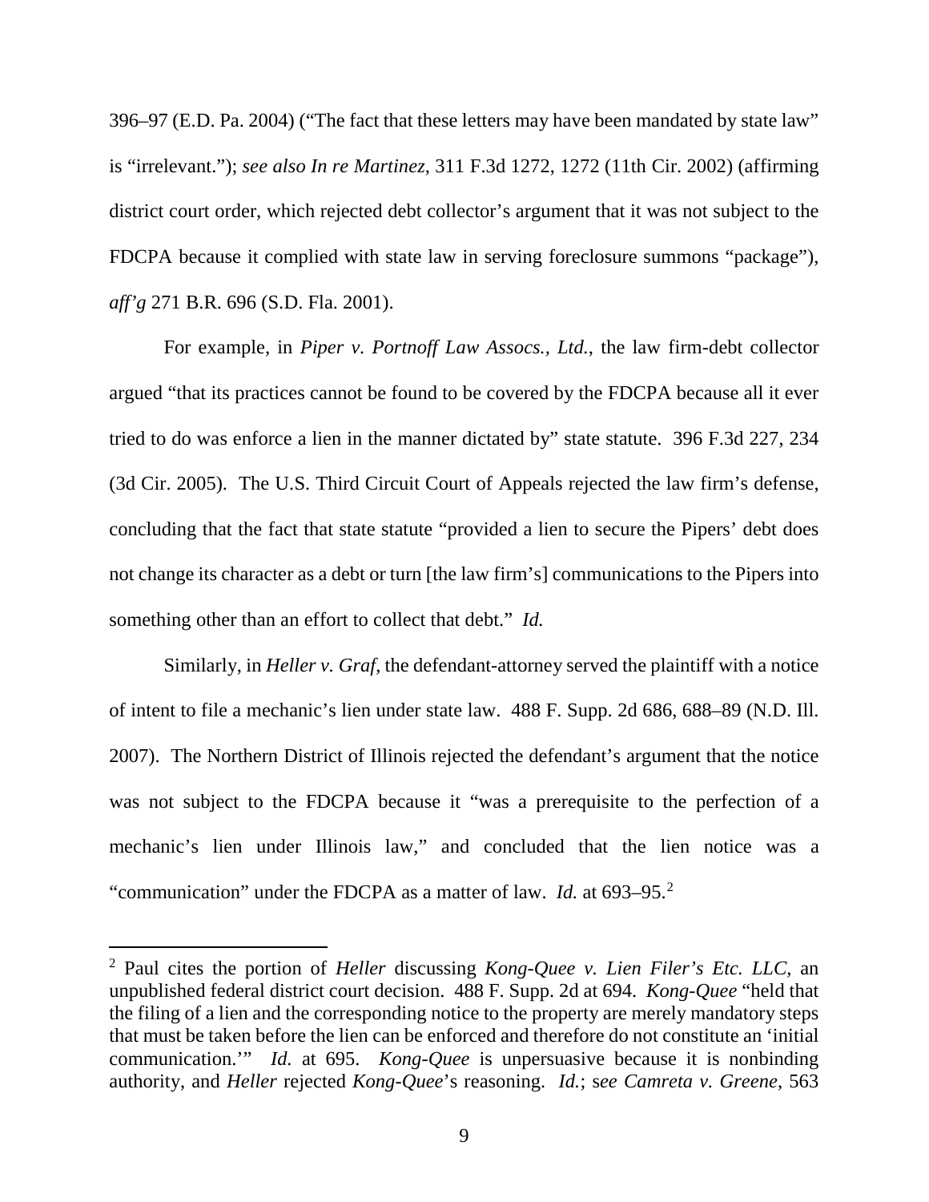396–97 (E.D. Pa. 2004) ("The fact that these letters may have been mandated by state law" is "irrelevant."); *see also In re Martinez*, 311 F.3d 1272, 1272 (11th Cir. 2002) (affirming district court order, which rejected debt collector's argument that it was not subject to the FDCPA because it complied with state law in serving foreclosure summons "package"), *aff'g* 271 B.R. 696 (S.D. Fla. 2001).

For example, in *Piper v. Portnoff Law Assocs., Ltd.*, the law firm-debt collector argued "that its practices cannot be found to be covered by the FDCPA because all it ever tried to do was enforce a lien in the manner dictated by" state statute. 396 F.3d 227, 234 (3d Cir. 2005). The U.S. Third Circuit Court of Appeals rejected the law firm's defense, concluding that the fact that state statute "provided a lien to secure the Pipers' debt does not change its character as a debt or turn [the law firm's] communications to the Pipers into something other than an effort to collect that debt." *Id.*

Similarly, in *Heller v. Graf*, the defendant-attorney served the plaintiff with a notice of intent to file a mechanic's lien under state law. 488 F. Supp. 2d 686, 688–89 (N.D. Ill. 2007). The Northern District of Illinois rejected the defendant's argument that the notice was not subject to the FDCPA because it "was a prerequisite to the perfection of a mechanic's lien under Illinois law," and concluded that the lien notice was a "communication" under the FDCPA as a matter of law. *Id.* at 693–95.[2]

---

[2] Paul cites the portion of *Heller* discussing *Kong-Quee v. Lien Filer's Etc. LLC*, an unpublished federal district court decision. 488 F. Supp. 2d at 694. *Kong-Quee* "held that the filing of a lien and the corresponding notice to the property are merely mandatory steps that must be taken before the lien can be enforced and therefore do not constitute an 'initial communication.'" *Id.* at 695. *Kong-Quee* is unpersuasive because it is nonbinding authority, and *Heller* rejected *Kong-Quee*'s reasoning. *Id.*; s*ee Camreta v. Greene*, 563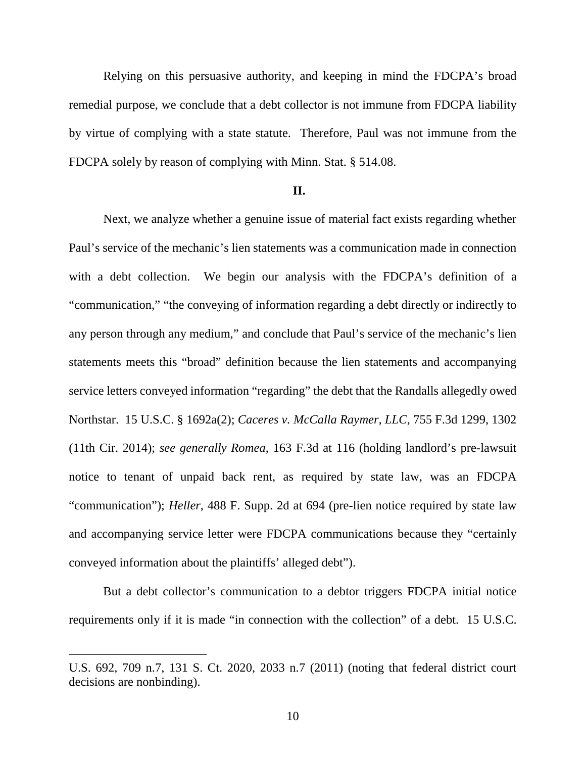Relying on this persuasive authority, and keeping in mind the FDCPA's broad remedial purpose, we conclude that a debt collector is not immune from FDCPA liability by virtue of complying with a state statute. Therefore, Paul was not immune from the FDCPA solely by reason of complying with Minn. Stat. § 514.08.

**II.**

Next, we analyze whether a genuine issue of material fact exists regarding whether Paul's service of the mechanic's lien statements was a communication made in connection with a debt collection. We begin our analysis with the FDCPA's definition of a "communication," "the conveying of information regarding a debt directly or indirectly to any person through any medium," and conclude that Paul's service of the mechanic's lien statements meets this "broad" definition because the lien statements and accompanying service letters conveyed information "regarding" the debt that the Randalls allegedly owed Northstar. 15 U.S.C. § 1692a(2); *Caceres v. McCalla Raymer, LLC*, 755 F.3d 1299, 1302 (11th Cir. 2014); *see generally Romea*, 163 F.3d at 116 (holding landlord's pre-lawsuit notice to tenant of unpaid back rent, as required by state law, was an FDCPA "communication"); *Heller*, 488 F. Supp. 2d at 694 (pre-lien notice required by state law and accompanying service letter were FDCPA communications because they "certainly conveyed information about the plaintiffs' alleged debt").

But a debt collector's communication to a debtor triggers FDCPA initial notice requirements only if it is made "in connection with the collection" of a debt. 15 U.S.C.

---

U.S. 692, 709 n.7, 131 S. Ct. 2020, 2033 n.7 (2011) (noting that federal district court decisions are nonbinding).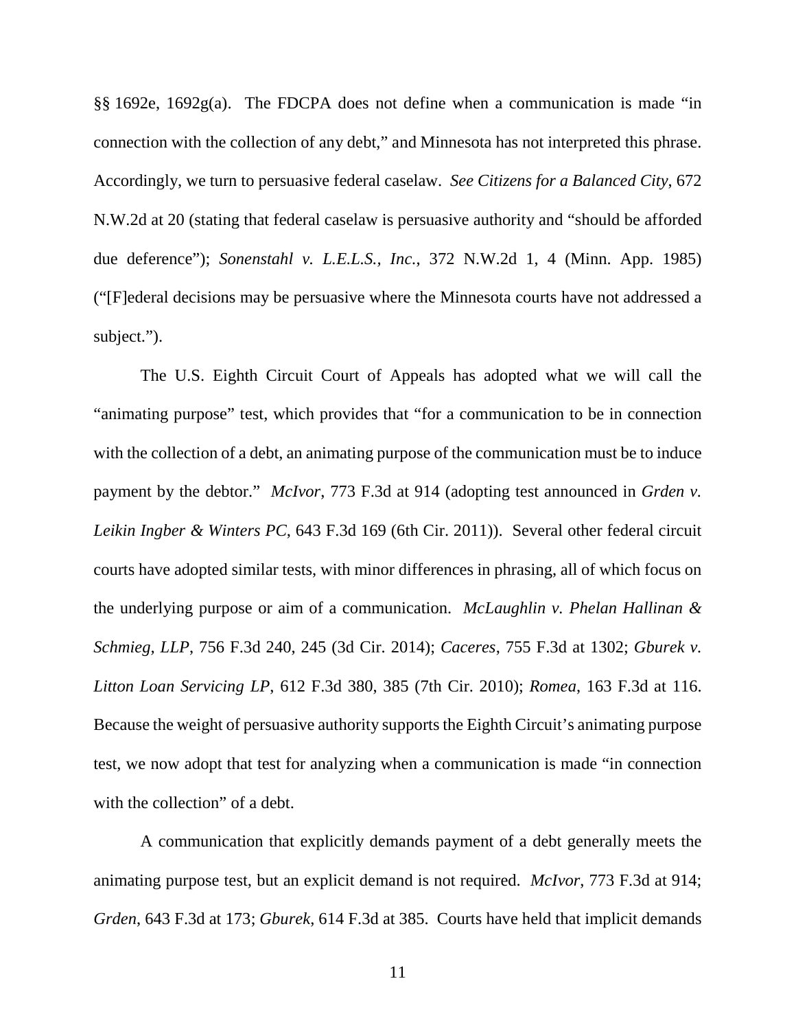§§ 1692e, 1692g(a). The FDCPA does not define when a communication is made "in connection with the collection of any debt," and Minnesota has not interpreted this phrase. Accordingly, we turn to persuasive federal caselaw. *See Citizens for a Balanced City*, 672 N.W.2d at 20 (stating that federal caselaw is persuasive authority and "should be afforded due deference"); *Sonenstahl v. L.E.L.S., Inc.*, 372 N.W.2d 1, 4 (Minn. App. 1985) ("[F]ederal decisions may be persuasive where the Minnesota courts have not addressed a subject.").

The U.S. Eighth Circuit Court of Appeals has adopted what we will call the "animating purpose" test, which provides that "for a communication to be in connection with the collection of a debt, an animating purpose of the communication must be to induce payment by the debtor." *McIvor*, 773 F.3d at 914 (adopting test announced in *Grden v. Leikin Ingber & Winters PC*, 643 F.3d 169 (6th Cir. 2011)). Several other federal circuit courts have adopted similar tests, with minor differences in phrasing, all of which focus on the underlying purpose or aim of a communication. *McLaughlin v. Phelan Hallinan & Schmieg, LLP*, 756 F.3d 240, 245 (3d Cir. 2014); *Caceres*, 755 F.3d at 1302; *Gburek v. Litton Loan Servicing LP*, 612 F.3d 380, 385 (7th Cir. 2010); *Romea*, 163 F.3d at 116. Because the weight of persuasive authority supports the Eighth Circuit's animating purpose test, we now adopt that test for analyzing when a communication is made "in connection with the collection" of a debt.

A communication that explicitly demands payment of a debt generally meets the animating purpose test, but an explicit demand is not required. *McIvor*, 773 F.3d at 914; *Grden*, 643 F.3d at 173; *Gburek*, 614 F.3d at 385. Courts have held that implicit demands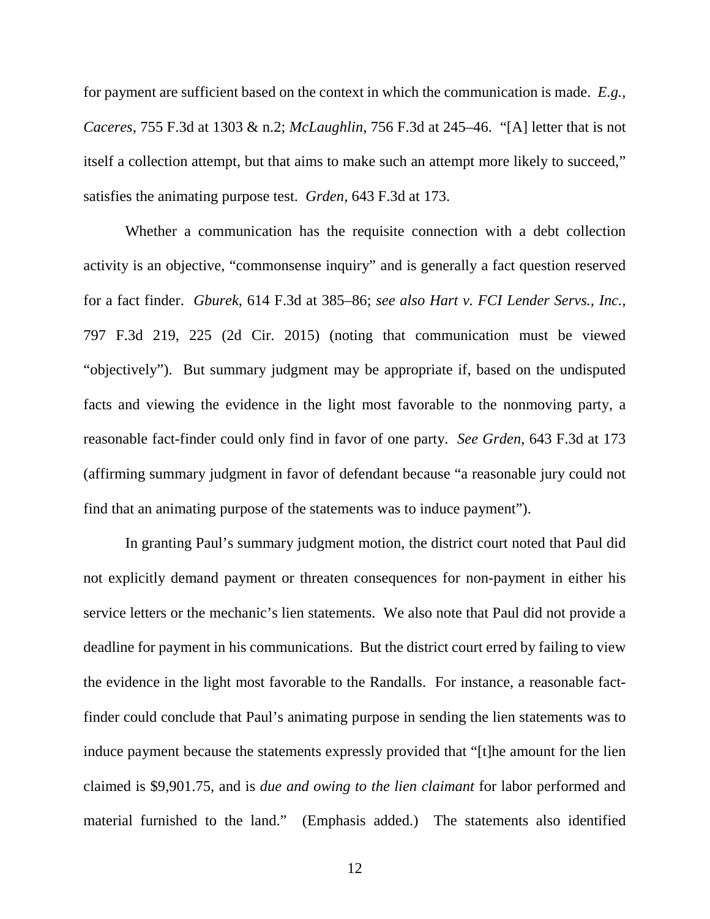for payment are sufficient based on the context in which the communication is made. *E.g.*, *Caceres*, 755 F.3d at 1303 & n.2; *McLaughlin*, 756 F.3d at 245–46. "[A] letter that is not itself a collection attempt, but that aims to make such an attempt more likely to succeed," satisfies the animating purpose test. *Grden*, 643 F.3d at 173.

Whether a communication has the requisite connection with a debt collection activity is an objective, "commonsense inquiry" and is generally a fact question reserved for a fact finder. *Gburek*, 614 F.3d at 385–86; *see also Hart v. FCI Lender Servs., Inc.*, 797 F.3d 219, 225 (2d Cir. 2015) (noting that communication must be viewed "objectively"). But summary judgment may be appropriate if, based on the undisputed facts and viewing the evidence in the light most favorable to the nonmoving party, a reasonable fact-finder could only find in favor of one party. *See Grden*, 643 F.3d at 173 (affirming summary judgment in favor of defendant because "a reasonable jury could not find that an animating purpose of the statements was to induce payment").

In granting Paul's summary judgment motion, the district court noted that Paul did not explicitly demand payment or threaten consequences for non-payment in either his service letters or the mechanic's lien statements. We also note that Paul did not provide a deadline for payment in his communications. But the district court erred by failing to view the evidence in the light most favorable to the Randalls. For instance, a reasonable fact-finder could conclude that Paul's animating purpose in sending the lien statements was to induce payment because the statements expressly provided that "[t]he amount for the lien claimed is $9,901.75, and is *due and owing to the lien claimant* for labor performed and material furnished to the land." (Emphasis added.) The statements also identified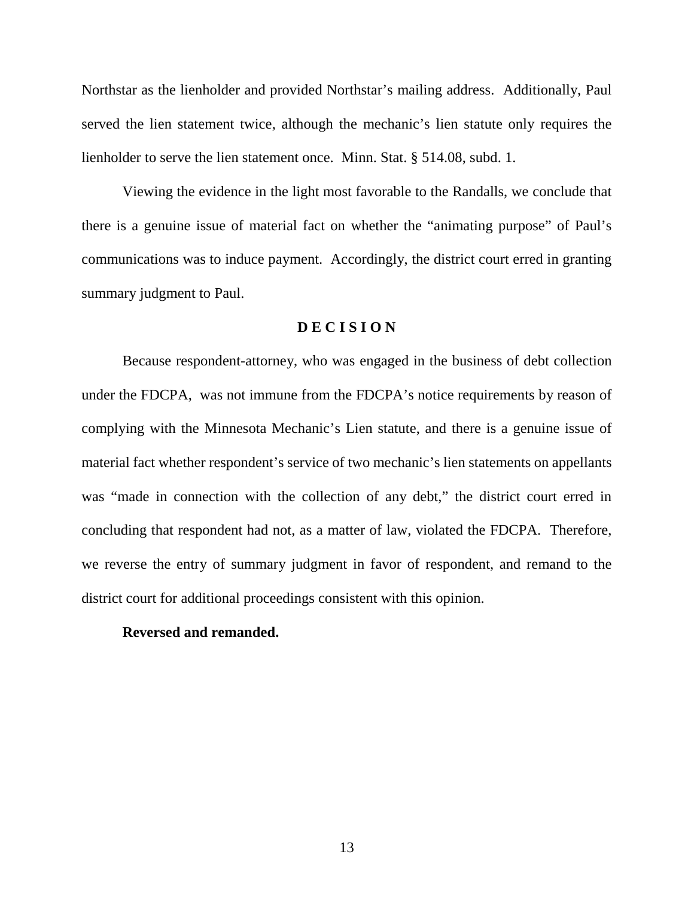Northstar as the lienholder and provided Northstar's mailing address. Additionally, Paul served the lien statement twice, although the mechanic's lien statute only requires the lienholder to serve the lien statement once. Minn. Stat. § 514.08, subd. 1.

Viewing the evidence in the light most favorable to the Randalls, we conclude that there is a genuine issue of material fact on whether the "animating purpose" of Paul's communications was to induce payment. Accordingly, the district court erred in granting summary judgment to Paul.

## D E C I S I O N

Because respondent-attorney, who was engaged in the business of debt collection under the FDCPA, was not immune from the FDCPA's notice requirements by reason of complying with the Minnesota Mechanic's Lien statute, and there is a genuine issue of material fact whether respondent's service of two mechanic's lien statements on appellants was "made in connection with the collection of any debt," the district court erred in concluding that respondent had not, as a matter of law, violated the FDCPA. Therefore, we reverse the entry of summary judgment in favor of respondent, and remand to the district court for additional proceedings consistent with this opinion.

**Reversed and remanded.**